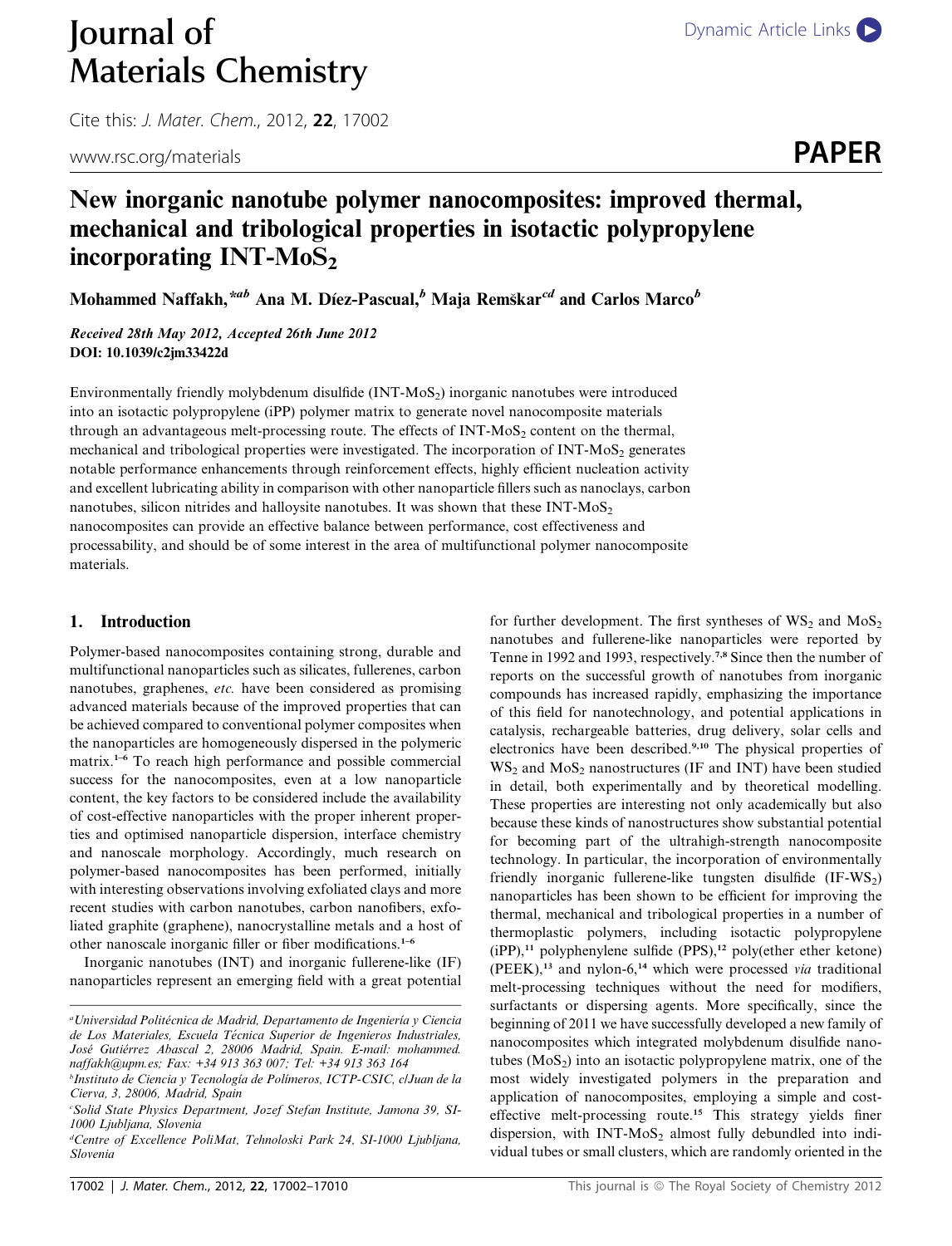# Journal of Materials Chemistry

Cite this: *J. Mater. Chem.*, 2012, **22**, 17002

www.rsc.org/materials

**PAPER**

# New inorganic nanotube polymer nanocomposites: improved thermal, mechanical and tribological properties in isotactic polypropylene incorporating INT-$MoS_2$

**Mohammed Naffakh,**[*ab] **Ana M. Díez-Pascual,**[b] **Maja Remškar**[cd] **and Carlos Marco**[b]

*Received 28th May 2012, Accepted 26th June 2012*
**DOI: 10.1039/c2jm33422d**

Environmentally friendly molybdenum disulfide (INT-$MoS_2$) inorganic nanotubes were introduced into an isotactic polypropylene (iPP) polymer matrix to generate novel nanocomposite materials through an advantageous melt-processing route. The effects of INT-$MoS_2$ content on the thermal, mechanical and tribological properties were investigated. The incorporation of INT-$MoS_2$ generates notable performance enhancements through reinforcement effects, highly efficient nucleation activity and excellent lubricating ability in comparison with other nanoparticle fillers such as nanoclays, carbon nanotubes, silicon nitrides and halloysite nanotubes. It was shown that these INT-$MoS_2$ nanocomposites can provide an effective balance between performance, cost effectiveness and processability, and should be of some interest in the area of multifunctional polymer nanocomposite materials.

## 1. Introduction

Polymer-based nanocomposites containing strong, durable and multifunctional nanoparticles such as silicates, fullerenes, carbon nanotubes, graphenes, *etc.* have been considered as promising advanced materials because of the improved properties that can be achieved compared to conventional polymer composites when the nanoparticles are homogeneously dispersed in the polymeric matrix.[1–6] To reach high performance and possible commercial success for the nanocomposites, even at a low nanoparticle content, the key factors to be considered include the availability of cost-effective nanoparticles with the proper inherent properties and optimised nanoparticle dispersion, interface chemistry and nanoscale morphology. Accordingly, much research on polymer-based nanocomposites has been performed, initially with interesting observations involving exfoliated clays and more recent studies with carbon nanotubes, carbon nanofibers, exfoliated graphite (graphene), nanocrystalline metals and a host of other nanoscale inorganic filler or fiber modifications.[1–6]

Inorganic nanotubes (INT) and inorganic fullerene-like (IF) nanoparticles represent an emerging field with a great potential for further development. The first syntheses of $WS_2$ and $MoS_2$ nanotubes and fullerene-like nanoparticles were reported by Tenne in 1992 and 1993, respectively.[7,8] Since then the number of reports on the successful growth of nanotubes from inorganic compounds has increased rapidly, emphasizing the importance of this field for nanotechnology, and potential applications in catalysis, rechargeable batteries, drug delivery, solar cells and electronics have been described.[9,10] The physical properties of $WS_2$ and $MoS_2$ nanostructures (IF and INT) have been studied in detail, both experimentally and by theoretical modelling. These properties are interesting not only academically but also because these kinds of nanostructures show substantial potential for becoming part of the ultrahigh-strength nanocomposite technology. In particular, the incorporation of environmentally friendly inorganic fullerene-like tungsten disulfide (IF-$WS_2$) nanoparticles has been shown to be efficient for improving the thermal, mechanical and tribological properties in a number of thermoplastic polymers, including isotactic polypropylene (iPP),[11] polyphenylene sulfide (PPS),[12] poly(ether ether ketone) (PEEK),[13] and nylon-6,[14] which were processed *via* traditional melt-processing techniques without the need for modifiers, surfactants or dispersing agents. More specifically, since the beginning of 2011 we have successfully developed a new family of nanocomposites which integrated molybdenum disulfide nanotubes ($MoS_2$) into an isotactic polypropylene matrix, one of the most widely investigated polymers in the preparation and application of nanocomposites, employing a simple and cost-effective melt-processing route.[15] This strategy yields finer dispersion, with INT-$MoS_2$ almost fully debundled into individual tubes or small clusters, which are randomly oriented in the

[a] Universidad Politécnica de Madrid, Departamento de Ingeniería y Ciencia de Los Materiales, Escuela Técnica Superior de Ingenieros Industriales, José Gutiérrez Abascal 2, 28006 Madrid, Spain. E-mail: mohammed.naffakh@upm.es; Fax: +34 913 363 007; Tel: +34 913 363 164

[b] Instituto de Ciencia y Tecnología de Polímeros, ICTP-CSIC, c/Juan de la Cierva, 3, 28006, Madrid, Spain

[c] Solid State Physics Department, Jozef Stefan Institute, Jamona 39, SI-1000 Ljubljana, Slovenia

[d] Centre of Excellence PoliMat, Tehnoloski Park 24, SI-1000 Ljubljana, Slovenia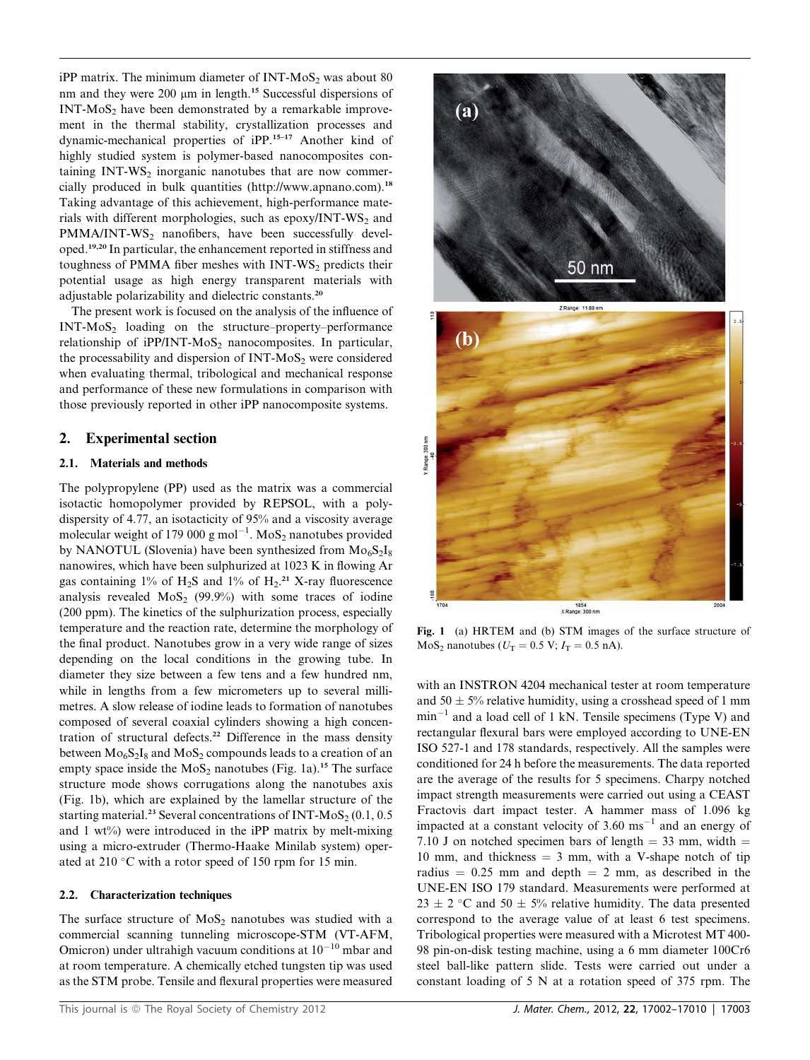iPP matrix. The minimum diameter of INT-$MoS_2$ was about 80 nm and they were 200 μm in length.[15] Successful dispersions of INT-$MoS_2$ have been demonstrated by a remarkable improvement in the thermal stability, crystallization processes and dynamic-mechanical properties of iPP.[15–17] Another kind of highly studied system is polymer-based nanocomposites containing INT-$WS_2$ inorganic nanotubes that are now commercially produced in bulk quantities (http://www.apnano.com).[18] Taking advantage of this achievement, high-performance materials with different morphologies, such as epoxy/INT-$WS_2$ and PMMA/INT-$WS_2$ nanofibers, have been successfully developed.[19,20] In particular, the enhancement reported in stiffness and toughness of PMMA fiber meshes with INT-$WS_2$ predicts their potential usage as high energy transparent materials with adjustable polarizability and dielectric constants.[20]

The present work is focused on the analysis of the influence of INT-$MoS_2$ loading on the structure–property–performance relationship of iPP/INT-$MoS_2$ nanocomposites. In particular, the processability and dispersion of INT-$MoS_2$ were considered when evaluating thermal, tribological and mechanical response and performance of these new formulations in comparison with those previously reported in other iPP nanocomposite systems.

## 2. Experimental section

### 2.1. Materials and methods

The polypropylene (PP) used as the matrix was a commercial isotactic homopolymer provided by REPSOL, with a polydispersity of 4.77, an isotacticity of 95% and a viscosity average molecular weight of 179 000 g $mol^{-1}$. $MoS_2$ nanotubes provided by NANOTUL (Slovenia) have been synthesized from $Mo_6S_2I_8$ nanowires, which have been sulphurized at 1023 K in flowing Ar gas containing 1% of $H_2S$ and 1% of $H_2$.[21] X-ray fluorescence analysis revealed $MoS_2$ (99.9%) with some traces of iodine (200 ppm). The kinetics of the sulphurization process, especially temperature and the reaction rate, determine the morphology of the final product. Nanotubes grow in a very wide range of sizes depending on the local conditions in the growing tube. In diameter they size between a few tens and a few hundred nm, while in lengths from a few micrometers up to several millimetres. A slow release of iodine leads to formation of nanotubes composed of several coaxial cylinders showing a high concentration of structural defects.[22] Difference in the mass density between $Mo_6S_2I_8$ and $MoS_2$ compounds leads to a creation of an empty space inside the $MoS_2$ nanotubes (Fig. 1a).[15] The surface structure mode shows corrugations along the nanotubes axis (Fig. 1b), which are explained by the lamellar structure of the starting material.[23] Several concentrations of INT-$MoS_2$ (0.1, 0.5 and 1 wt%) were introduced in the iPP matrix by melt-mixing using a micro-extruder (Thermo-Haake Minilab system) operated at 210 °C with a rotor speed of 150 rpm for 15 min.

Fig. 1 (a) HRTEM and (b) STM images of the surface structure of $MoS_2$ nanotubes ($U_T = 0.5$ V; $I_T = 0.5$ nA).

### 2.2. Characterization techniques

The surface structure of $MoS_2$ nanotubes was studied with a commercial scanning tunneling microscope-STM (VT-AFM, Omicron) under ultrahigh vacuum conditions at $10^{-10}$ mbar and at room temperature. A chemically etched tungsten tip was used as the STM probe. Tensile and flexural properties were measured with an INSTRON 4204 mechanical tester at room temperature and 50 ± 5% relative humidity, using a crosshead speed of 1 mm $min^{-1}$ and a load cell of 1 kN. Tensile specimens (Type V) and rectangular flexural bars were employed according to UNE-EN ISO 527-1 and 178 standards, respectively. All the samples were conditioned for 24 h before the measurements. The data reported are the average of the results for 5 specimens. Charpy notched impact strength measurements were carried out using a CEAST Fractovis dart impact tester. A hammer mass of 1.096 kg impacted at a constant velocity of 3.60 $ms^{-1}$ and an energy of 7.10 J on notched specimen bars of length = 33 mm, width = 10 mm, and thickness = 3 mm, with a V-shape notch of tip radius = 0.25 mm and depth = 2 mm, as described in the UNE-EN ISO 179 standard. Measurements were performed at 23 ± 2 °C and 50 ± 5% relative humidity. The data presented correspond to the average value of at least 6 test specimens. Tribological properties were measured with a Microtest MT 400-98 pin-on-disk testing machine, using a 6 mm diameter 100Cr6 steel ball-like pattern slide. Tests were carried out under a constant loading of 5 N at a rotation speed of 375 rpm. The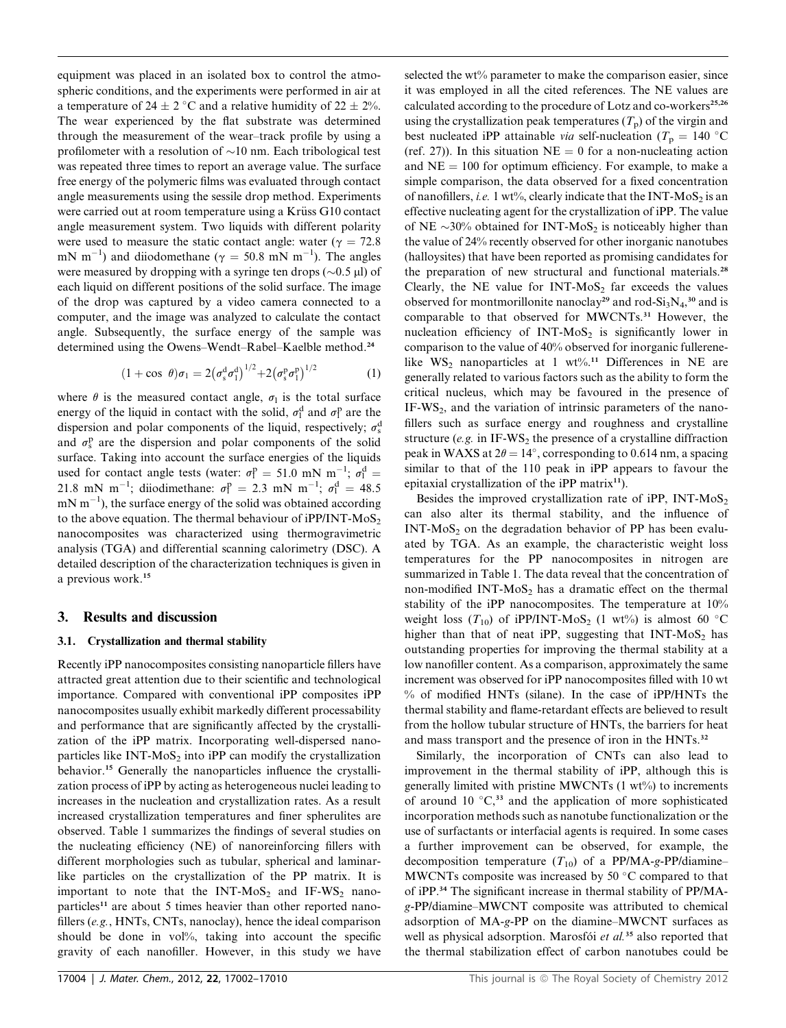equipment was placed in an isolated box to control the atmospheric conditions, and the experiments were performed in air at a temperature of 24 ± 2 °C and a relative humidity of 22 ± 2%. The wear experienced by the flat substrate was determined through the measurement of the wear–track profile by using a profilometer with a resolution of ~10 nm. Each tribological test was repeated three times to report an average value. The surface free energy of the polymeric films was evaluated through contact angle measurements using the sessile drop method. Experiments were carried out at room temperature using a Krüss G10 contact angle measurement system. Two liquids with different polarity were used to measure the static contact angle: water ($\gamma$ = 72.8 mN m$^{-1}$) and diiodomethane ($\gamma$ = 50.8 mN m$^{-1}$). The angles were measured by dropping with a syringe ten drops (~0.5 μl) of each liquid on different positions of the solid surface. The image of the drop was captured by a video camera connected to a computer, and the image was analyzed to calculate the contact angle. Subsequently, the surface energy of the sample was determined using the Owens–Wendt–Rabel–Kaelble method.[24]

$$(1 + \cos\ \theta)\sigma_1 = 2\left(\sigma_s^d\sigma_1^d\right)^{1/2} + 2\left(\sigma_s^p\sigma_1^p\right)^{1/2} \quad (1)$$

where $\theta$ is the measured contact angle, $\sigma_1$ is the total surface energy of the liquid in contact with the solid, $\sigma_1^d$ and $\sigma_1^p$ are the dispersion and polar components of the liquid, respectively; $\sigma_s^d$ and $\sigma_s^p$ are the dispersion and polar components of the solid surface. Taking into account the surface energies of the liquids used for contact angle tests (water: $\sigma_1^p$ = 51.0 mN m$^{-1}$; $\sigma_1^d$ = 21.8 mN m$^{-1}$; diiodimethane: $\sigma_1^p$ = 2.3 mN m$^{-1}$; $\sigma_1^d$ = 48.5 mN m$^{-1}$), the surface energy of the solid was obtained according to the above equation. The thermal behaviour of iPP/INT-$MoS_2$ nanocomposites was characterized using thermogravimetric analysis (TGA) and differential scanning calorimetry (DSC). A detailed description of the characterization techniques is given in a previous work.[15]

## 3. Results and discussion

### 3.1. Crystallization and thermal stability

Recently iPP nanocomposites consisting nanoparticle fillers have attracted great attention due to their scientific and technological importance. Compared with conventional iPP composites iPP nanocomposites usually exhibit markedly different processability and performance that are significantly affected by the crystallization of the iPP matrix. Incorporating well-dispersed nanoparticles like INT-$MoS_2$ into iPP can modify the crystallization behavior.[15] Generally the nanoparticles influence the crystallization process of iPP by acting as heterogeneous nuclei leading to increases in the nucleation and crystallization rates. As a result increased crystallization temperatures and finer spherulites are observed. Table 1 summarizes the findings of several studies on the nucleating efficiency (NE) of nanoreinforcing fillers with different morphologies such as tubular, spherical and laminar-like particles on the crystallization of the PP matrix. It is important to note that the INT-$MoS_2$ and IF-$WS_2$ nanoparticles[11] are about 5 times heavier than other reported nanofillers (*e.g.*, HNTs, CNTs, nanoclay), hence the ideal comparison should be done in vol%, taking into account the specific gravity of each nanofiller. However, in this study we have selected the wt% parameter to make the comparison easier, since it was employed in all the cited references. The NE values are calculated according to the procedure of Lotz and co-workers[25,26] using the crystallization peak temperatures ($T_p$) of the virgin and best nucleated iPP attainable *via* self-nucleation ($T_p$ = 140 °C (ref. 27)). In this situation NE = 0 for a non-nucleating action and NE = 100 for optimum efficiency. For example, to make a simple comparison, the data observed for a fixed concentration of nanofillers, *i.e.* 1 wt%, clearly indicate that the INT-$MoS_2$ is an effective nucleating agent for the crystallization of iPP. The value of NE ~30% obtained for INT-$MoS_2$ is noticeably higher than the value of 24% recently observed for other inorganic nanotubes (halloysites) that have been reported as promising candidates for the preparation of new structural and functional materials.[28] Clearly, the NE value for INT-$MoS_2$ far exceeds the values observed for montmorillonite nanoclay[29] and rod-$Si_3N_4$,[30] and is comparable to that observed for MWCNTs.[31] However, the nucleation efficiency of INT-$MoS_2$ is significantly lower in comparison to the value of 40% observed for inorganic fullerene-like $WS_2$ nanoparticles at 1 wt%.[11] Differences in NE are generally related to various factors such as the ability to form the critical nucleus, which may be favoured in the presence of IF-$WS_2$, and the variation of intrinsic parameters of the nanofillers such as surface energy and roughness and crystalline structure (*e.g.* in IF-$WS_2$ the presence of a crystalline diffraction peak in WAXS at $2\theta = 14°$, corresponding to 0.614 nm, a spacing similar to that of the 110 peak in iPP appears to favour the epitaxial crystallization of the iPP matrix[11]).

Besides the improved crystallization rate of iPP, INT-$MoS_2$ can also alter its thermal stability, and the influence of INT-$MoS_2$ on the degradation behavior of PP has been evaluated by TGA. As an example, the characteristic weight loss temperatures for the PP nanocomposites in nitrogen are summarized in Table 1. The data reveal that the concentration of non-modified INT-$MoS_2$ has a dramatic effect on the thermal stability of the iPP nanocomposites. The temperature at 10% weight loss ($T_{10}$) of iPP/INT-$MoS_2$ (1 wt%) is almost 60 °C higher than that of neat iPP, suggesting that INT-$MoS_2$ has outstanding properties for improving the thermal stability at a low nanofiller content. As a comparison, approximately the same increment was observed for iPP nanocomposites filled with 10 wt % of modified HNTs (silane). In the case of iPP/HNTs the thermal stability and flame-retardant effects are believed to result from the hollow tubular structure of HNTs, the barriers for heat and mass transport and the presence of iron in the HNTs.[32]

Similarly, the incorporation of CNTs can also lead to improvement in the thermal stability of iPP, although this is generally limited with pristine MWCNTs (1 wt%) to increments of around 10 °C,[33] and the application of more sophisticated incorporation methods such as nanotube functionalization or the use of surfactants or interfacial agents is required. In some cases a further improvement can be observed, for example, the decomposition temperature ($T_{10}$) of a PP/MA-*g*-PP/diamine–MWCNTs composite was increased by 50 °C compared to that of iPP.[34] The significant increase in thermal stability of PP/MA-*g*-PP/diamine–MWCNT composite was attributed to chemical adsorption of MA-*g*-PP on the diamine–MWCNT surfaces as well as physical adsorption. Marosfói *et al.*[35] also reported that the thermal stabilization effect of carbon nanotubes could be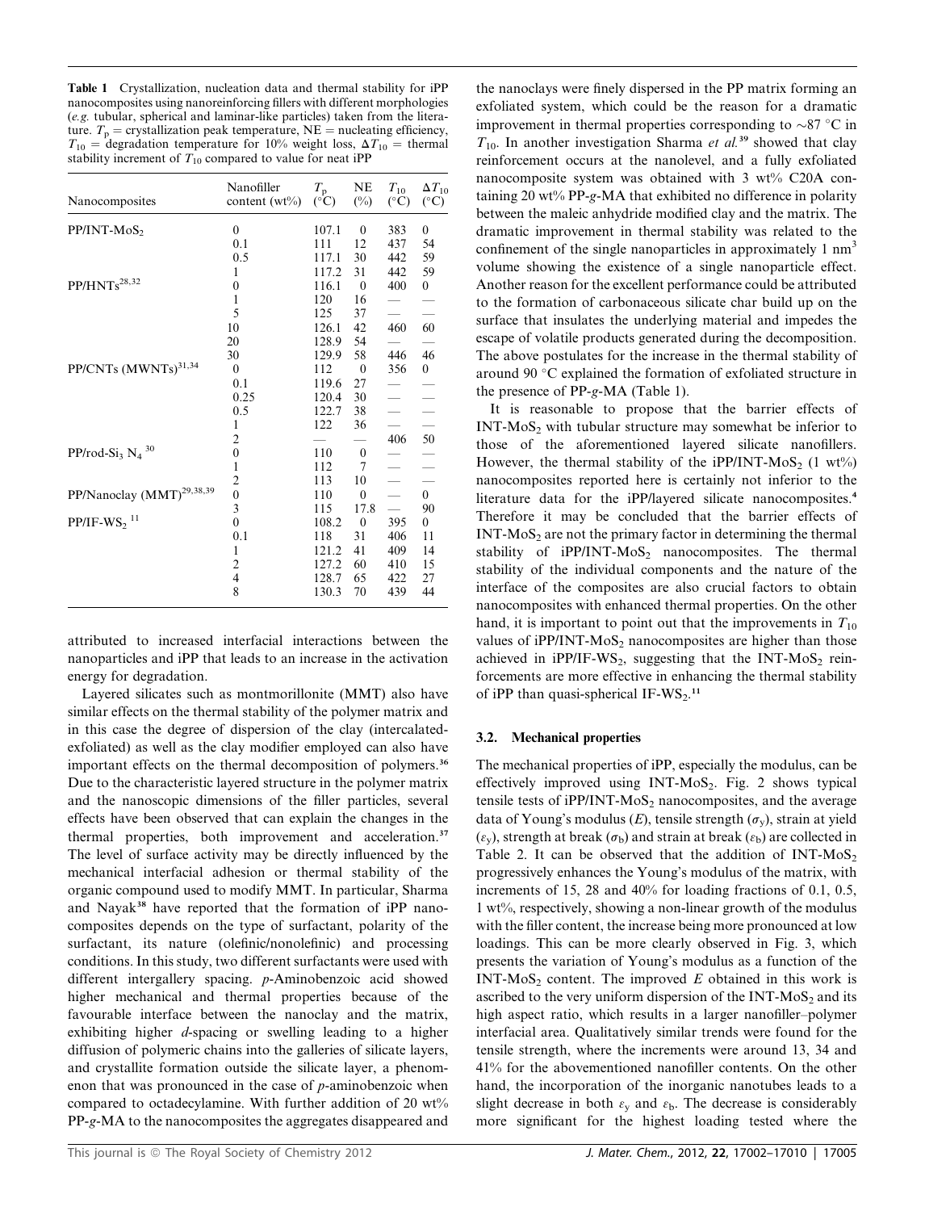**Table 1** Crystallization, nucleation data and thermal stability for iPP nanocomposites using nanoreinforcing fillers with different morphologies (*e.g.* tubular, spherical and laminar-like particles) taken from the literature. $T_p$ = crystallization peak temperature, NE = nucleating efficiency, $T_{10}$ = degradation temperature for 10% weight loss, $\Delta T_{10}$ = thermal stability increment of $T_{10}$ compared to value for neat iPP

| Nanocomposites | Nanofiller content (wt%) | $T_p$ (°C) | NE (%) | $T_{10}$ (°C) | $\Delta T_{10}$ (°C) |
|---|---|---|---|---|---|
| PP/INT-$MoS_2$ | 0 | 107.1 | 0 | 383 | 0 |
| | 0.1 | 111 | 12 | 437 | 54 |
| | 0.5 | 117.1 | 30 | 442 | 59 |
| | 1 | 117.2 | 31 | 442 | 59 |
| PP/HNTs[28,32] | 0 | 116.1 | 0 | 400 | 0 |
| | 1 | 120 | 16 | — | — |
| | 5 | 125 | 37 | — | — |
| | 10 | 126.1 | 42 | 460 | 60 |
| | 20 | 128.9 | 54 | — | — |
| | 30 | 129.9 | 58 | 446 | 46 |
| PP/CNTs (MWNTs)[31,34] | 0 | 112 | 0 | 356 | 0 |
| | 0.1 | 119.6 | 27 | — | — |
| | 0.25 | 120.4 | 30 | — | — |
| | 0.5 | 122.7 | 38 | — | — |
| | 1 | 122 | 36 | — | — |
| | 2 | — | — | 406 | 50 |
| PP/rod-$Si_3N_4$[30] | 0 | 110 | 0 | — | — |
| | 1 | 112 | 7 | — | — |
| | 2 | 113 | 10 | — | — |
| PP/Nanoclay (MMT)[29,38,39] | 0 | 110 | 0 | — | 0 |
| | 3 | 115 | 17.8 | — | 90 |
| PP/IF-$WS_2$[11] | 0 | 108.2 | 0 | 395 | 0 |
| | 0.1 | 118 | 31 | 406 | 11 |
| | 1 | 121.2 | 41 | 409 | 14 |
| | 2 | 127.2 | 60 | 410 | 15 |
| | 4 | 128.7 | 65 | 422 | 27 |
| | 8 | 130.3 | 70 | 439 | 44 |

attributed to increased interfacial interactions between the nanoparticles and iPP that leads to an increase in the activation energy for degradation.

Layered silicates such as montmorillonite (MMT) also have similar effects on the thermal stability of the polymer matrix and in this case the degree of dispersion of the clay (intercalated-exfoliated) as well as the clay modifier employed can also have important effects on the thermal decomposition of polymers.[36] Due to the characteristic layered structure in the polymer matrix and the nanoscopic dimensions of the filler particles, several effects have been observed that can explain the changes in the thermal properties, both improvement and acceleration.[37] The level of surface activity may be directly influenced by the mechanical interfacial adhesion or thermal stability of the organic compound used to modify MMT. In particular, Sharma and Nayak[38] have reported that the formation of iPP nanocomposites depends on the type of surfactant, polarity of the surfactant, its nature (olefinic/nonolefinic) and processing conditions. In this study, two different surfactants were used with different intergallery spacing. *p*-Aminobenzoic acid showed higher mechanical and thermal properties because of the favourable interface between the nanoclay and the matrix, exhibiting higher *d*-spacing or swelling leading to a higher diffusion of polymeric chains into the galleries of silicate layers, and crystallite formation outside the silicate layer, a phenomenon that was pronounced in the case of *p*-aminobenzoic when compared to octadecylamine. With further addition of 20 wt% PP-*g*-MA to the nanocomposites the aggregates disappeared and the nanoclays were finely dispersed in the PP matrix forming an exfoliated system, which could be the reason for a dramatic improvement in thermal properties corresponding to ~87 °C in $T_{10}$. In another investigation Sharma *et al.*[39] showed that clay reinforcement occurs at the nanolevel, and a fully exfoliated nanocomposite system was obtained with 3 wt% C20A containing 20 wt% PP-*g*-MA that exhibited no difference in polarity between the maleic anhydride modified clay and the matrix. The dramatic improvement in thermal stability was related to the confinement of the single nanoparticles in approximately 1 $nm^3$ volume showing the existence of a single nanoparticle effect. Another reason for the excellent performance could be attributed to the formation of carbonaceous silicate char build up on the surface that insulates the underlying material and impedes the escape of volatile products generated during the decomposition. The above postulates for the increase in the thermal stability of around 90 °C explained the formation of exfoliated structure in the presence of PP-*g*-MA (Table 1).

It is reasonable to propose that the barrier effects of INT-$MoS_2$ with tubular structure may somewhat be inferior to those of the aforementioned layered silicate nanofillers. However, the thermal stability of the iPP/INT-$MoS_2$ (1 wt%) nanocomposites reported here is certainly not inferior to the literature data for the iPP/layered silicate nanocomposites.[4] Therefore it may be concluded that the barrier effects of INT-$MoS_2$ are not the primary factor in determining the thermal stability of iPP/INT-$MoS_2$ nanocomposites. The thermal stability of the individual components and the nature of the interface of the composites are also crucial factors to obtain nanocomposites with enhanced thermal properties. On the other hand, it is important to point out that the improvements in $T_{10}$ values of iPP/INT-$MoS_2$ nanocomposites are higher than those achieved in iPP/IF-$WS_2$, suggesting that the INT-$MoS_2$ reinforcements are more effective in enhancing the thermal stability of iPP than quasi-spherical IF-$WS_2$.[11]

### 3.2. Mechanical properties

The mechanical properties of iPP, especially the modulus, can be effectively improved using INT-$MoS_2$. Fig. 2 shows typical tensile tests of iPP/INT-$MoS_2$ nanocomposites, and the average data of Young's modulus ($E$), tensile strength ($\sigma_y$), strain at yield ($\varepsilon_y$), strength at break ($\sigma_b$) and strain at break ($\varepsilon_b$) are collected in Table 2. It can be observed that the addition of INT-$MoS_2$ progressively enhances the Young's modulus of the matrix, with increments of 15, 28 and 40% for loading fractions of 0.1, 0.5, 1 wt%, respectively, showing a non-linear growth of the modulus with the filler content, the increase being more pronounced at low loadings. This can be more clearly observed in Fig. 3, which presents the variation of Young's modulus as a function of the INT-$MoS_2$ content. The improved $E$ obtained in this work is ascribed to the very uniform dispersion of the INT-$MoS_2$ and its high aspect ratio, which results in a larger nanofiller–polymer interfacial area. Qualitatively similar trends were found for the tensile strength, where the increments were around 13, 34 and 41% for the abovementioned nanofiller contents. On the other hand, the incorporation of the inorganic nanotubes leads to a slight decrease in both $\varepsilon_y$ and $\varepsilon_b$. The decrease is considerably more significant for the highest loading tested where the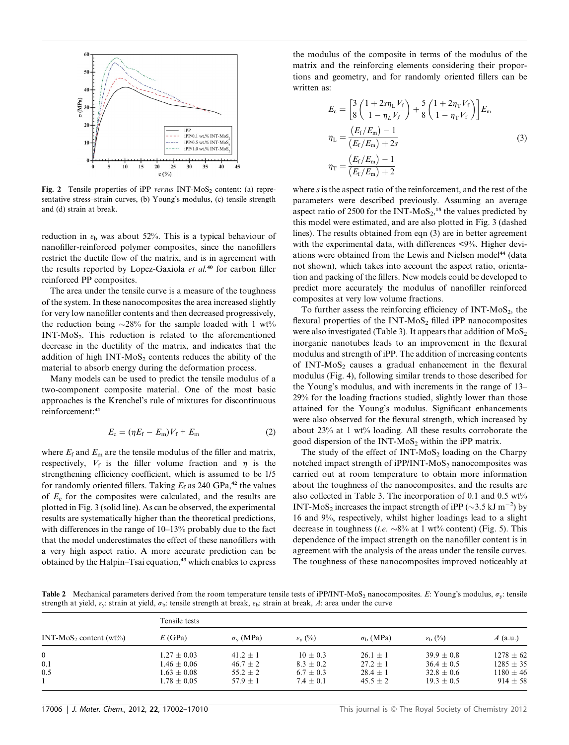Fig. 2 Tensile properties of iPP *versus* INT-$MoS_2$ content: (a) representative stress–strain curves, (b) Young's modulus, (c) tensile strength and (d) strain at break.

reduction in $\varepsilon_b$ was about 52%. This is a typical behaviour of nanofiller-reinforced polymer composites, since the nanofillers restrict the ductile flow of the matrix, and is in agreement with the results reported by Lopez-Gaxiola *et al.*[40] for carbon filler reinforced PP composites.

The area under the tensile curve is a measure of the toughness of the system. In these nanocomposites the area increased slightly for very low nanofiller contents and then decreased progressively, the reduction being ~28% for the sample loaded with 1 wt% INT-$MoS_2$. This reduction is related to the aforementioned decrease in the ductility of the matrix, and indicates that the addition of high INT-$MoS_2$ contents reduces the ability of the material to absorb energy during the deformation process.

Many models can be used to predict the tensile modulus of a two-component composite material. One of the most basic approaches is the Krenchel's rule of mixtures for discontinuous reinforcement:[41]

$$E_c = (\eta E_f - E_m)V_f + E_m \tag{2}$$

where $E_f$ and $E_m$ are the tensile modulus of the filler and matrix, respectively, $V_f$ is the filler volume fraction and $\eta$ is the strengthening efficiency coefficient, which is assumed to be 1/5 for randomly oriented fillers. Taking $E_f$ as 240 GPa,[42] the values of $E_c$ for the composites were calculated, and the results are plotted in Fig. 3 (solid line). As can be observed, the experimental results are systematically higher than the theoretical predictions, with differences in the range of 10–13% probably due to the fact that the model underestimates the effect of these nanofillers with a very high aspect ratio. A more accurate prediction can be obtained by the Halpin–Tsai equation,[43] which enables to express the modulus of the composite in terms of the modulus of the matrix and the reinforcing elements considering their proportions and geometry, and for randomly oriented fillers can be written as:

$$E_c = \left[\frac{3}{8}\left(\frac{1+2s\eta_L V_f}{1-\eta_L V_f}\right) + \frac{5}{8}\left(\frac{1+2\eta_T V_f}{1-\eta_T V_f}\right)\right]E_m$$
$$\eta_L = \frac{(E_f/E_m)-1}{(E_f/E_m)+2s} \tag{3}$$
$$\eta_T = \frac{(E_f/E_m)-1}{(E_f/E_m)+2}$$

where $s$ is the aspect ratio of the reinforcement, and the rest of the parameters were described previously. Assuming an average aspect ratio of 2500 for the INT-$MoS_2$,[15] the values predicted by this model were estimated, and are also plotted in Fig. 3 (dashed lines). The results obtained from eqn (3) are in better agreement with the experimental data, with differences <9%. Higher deviations were obtained from the Lewis and Nielsen model[44] (data not shown), which takes into account the aspect ratio, orientation and packing of the fillers. New models could be developed to predict more accurately the modulus of nanofiller reinforced composites at very low volume fractions.

To further assess the reinforcing efficiency of INT-$MoS_2$, the flexural properties of the INT-$MoS_2$ filled iPP nanocomposites were also investigated (Table 3). It appears that addition of $MoS_2$ inorganic nanotubes leads to an improvement in the flexural modulus and strength of iPP. The addition of increasing contents of INT-$MoS_2$ causes a gradual enhancement in the flexural modulus (Fig. 4), following similar trends to those described for the Young's modulus, and with increments in the range of 13–29% for the loading fractions studied, slightly lower than those attained for the Young's modulus. Significant enhancements were also observed for the flexural strength, which increased by about 23% at 1 wt% loading. All these results corroborate the good dispersion of the INT-$MoS_2$ within the iPP matrix.

The study of the effect of INT-$MoS_2$ loading on the Charpy notched impact strength of iPP/INT-$MoS_2$ nanocomposites was carried out at room temperature to obtain more information about the toughness of the nanocomposites, and the results are also collected in Table 3. The incorporation of 0.1 and 0.5 wt% INT-$MoS_2$ increases the impact strength of iPP (~3.5 kJ $m^{-2}$) by 16 and 9%, respectively, whilst higher loadings lead to a slight decrease in toughness (*i.e.* ~8% at 1 wt% content) (Fig. 5). This dependence of the impact strength on the nanofiller content is in agreement with the analysis of the areas under the tensile curves. The toughness of these nanocomposites improved noticeably at

Table 2 Mechanical parameters derived from the room temperature tensile tests of iPP/INT-$MoS_2$ nanocomposites. $E$: Young's modulus, $\sigma_y$: tensile strength at yield, $\varepsilon_y$: strain at yield, $\sigma_b$: tensile strength at break, $\varepsilon_b$: strain at break, $A$: area under the curve

| INT-$MoS_2$ content (wt%) | Tensile tests | | | | | |
|---|---|---|---|---|---|---|
| | $E$ (GPa) | $\sigma_y$ (MPa) | $\varepsilon_y$ (%) | $\sigma_b$ (MPa) | $\varepsilon_b$ (%) | $A$ (a.u.) |
| 0 | 1.27 ± 0.03 | 41.2 ± 1 | 10 ± 0.3 | 26.1 ± 1 | 39.9 ± 0.8 | 1278 ± 62 |
| 0.1 | 1.46 ± 0.06 | 46.7 ± 2 | 8.3 ± 0.2 | 27.2 ± 1 | 36.4 ± 0.5 | 1285 ± 35 |
| 0.5 | 1.63 ± 0.08 | 55.2 ± 2 | 6.7 ± 0.3 | 28.4 ± 1 | 32.8 ± 0.6 | 1180 ± 46 |
| 1 | 1.78 ± 0.05 | 57.9 ± 1 | 7.4 ± 0.1 | 45.5 ± 2 | 19.3 ± 0.5 | 914 ± 58 |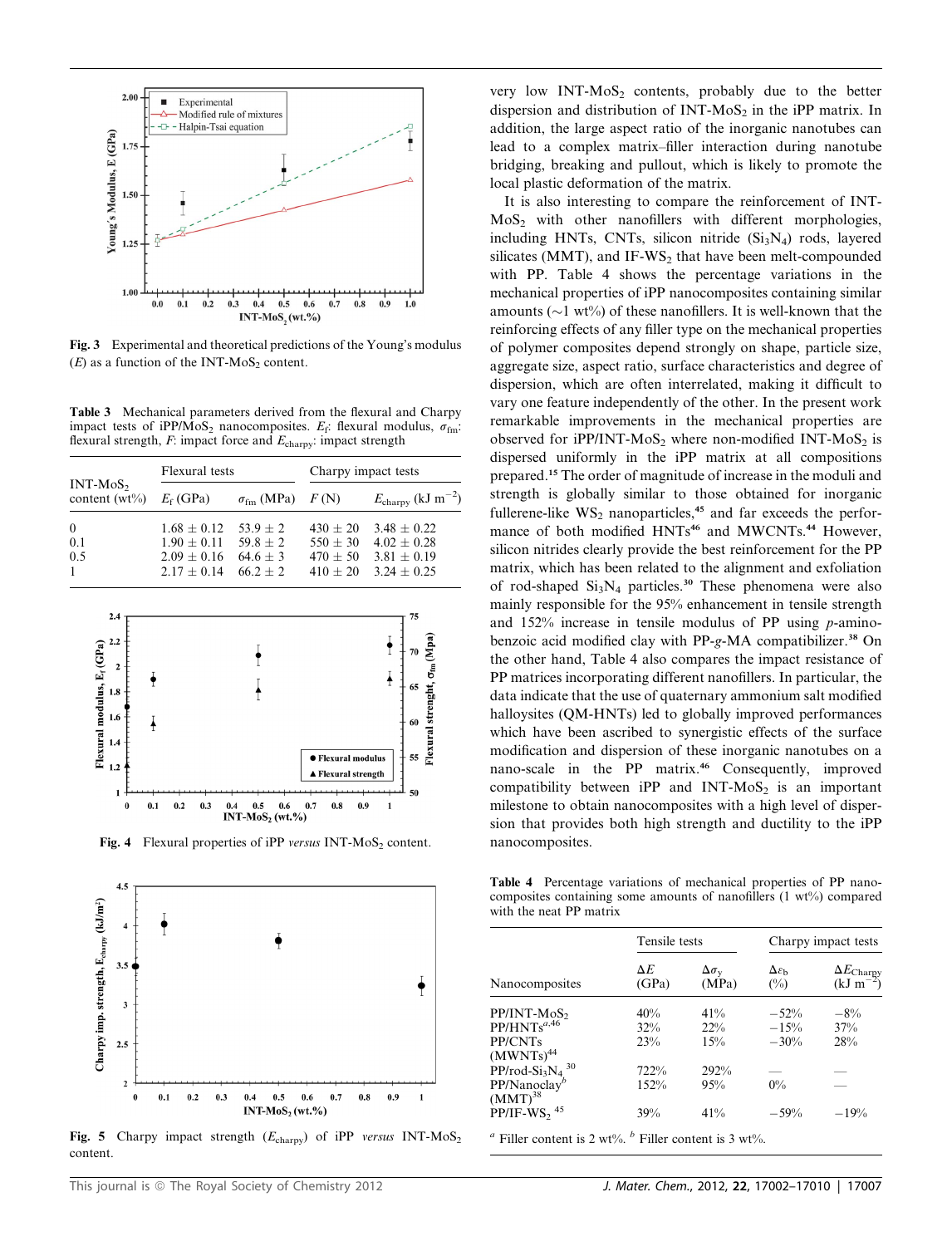Fig. 3 Experimental and theoretical predictions of the Young's modulus ($E$) as a function of the INT-$MoS_2$ content.

Table 3 Mechanical parameters derived from the flexural and Charpy impact tests of iPP/$MoS_2$ nanocomposites. $E_f$: flexural modulus, $\sigma_{fm}$: flexural strength, $F$: impact force and $E_{charpy}$: impact strength

| INT-$MoS_2$ content (wt%) | Flexural tests | | Charpy impact tests | |
|---|---|---|---|---|
| | $E_f$ (GPa) | $\sigma_{fm}$ (MPa) | $F$ (N) | $E_{charpy}$ (kJ $m^{-2}$) |
| 0 | 1.68 ± 0.12 | 53.9 ± 2 | 430 ± 20 | 3.48 ± 0.22 |
| 0.1 | 1.90 ± 0.11 | 59.8 ± 2 | 550 ± 30 | 4.02 ± 0.28 |
| 0.5 | 2.09 ± 0.16 | 64.6 ± 3 | 470 ± 50 | 3.81 ± 0.19 |
| 1 | 2.17 ± 0.14 | 66.2 ± 2 | 410 ± 20 | 3.24 ± 0.25 |

Fig. 4 Flexural properties of iPP *versus* INT-$MoS_2$ content.

Fig. 5 Charpy impact strength ($E_{charpy}$) of iPP *versus* INT-$MoS_2$ content.

very low INT-$MoS_2$ contents, probably due to the better dispersion and distribution of INT-$MoS_2$ in the iPP matrix. In addition, the large aspect ratio of the inorganic nanotubes can lead to a complex matrix–filler interaction during nanotube bridging, breaking and pullout, which is likely to promote the local plastic deformation of the matrix.

It is also interesting to compare the reinforcement of INT-$MoS_2$ with other nanofillers with different morphologies, including HNTs, CNTs, silicon nitride ($Si_3N_4$) rods, layered silicates (MMT), and IF-$WS_2$ that have been melt-compounded with PP. Table 4 shows the percentage variations in the mechanical properties of iPP nanocomposites containing similar amounts (~1 wt%) of these nanofillers. It is well-known that the reinforcing effects of any filler type on the mechanical properties of polymer composites depend strongly on shape, particle size, aggregate size, aspect ratio, surface characteristics and degree of dispersion, which are often interrelated, making it difficult to vary one feature independently of the other. In the present work remarkable improvements in the mechanical properties are observed for iPP/INT-$MoS_2$ where non-modified INT-$MoS_2$ is dispersed uniformly in the iPP matrix at all compositions prepared.[15] The order of magnitude of increase in the moduli and strength is globally similar to those obtained for inorganic fullerene-like $WS_2$ nanoparticles,[45] and far exceeds the performance of both modified HNTs[46] and MWCNTs.[44] However, silicon nitrides clearly provide the best reinforcement for the PP matrix, which has been related to the alignment and exfoliation of rod-shaped $Si_3N_4$ particles.[30] These phenomena were also mainly responsible for the 95% enhancement in tensile strength and 152% increase in tensile modulus of PP using *p*-aminobenzoic acid modified clay with PP-*g*-MA compatibilizer.[38] On the other hand, Table 4 also compares the impact resistance of PP matrices incorporating different nanofillers. In particular, the data indicate that the use of quaternary ammonium salt modified halloysites (QM-HNTs) led to globally improved performances which have been ascribed to synergistic effects of the surface modification and dispersion of these inorganic nanotubes on a nano-scale in the PP matrix.[46] Consequently, improved compatibility between iPP and INT-$MoS_2$ is an important milestone to obtain nanocomposites with a high level of dispersion that provides both high strength and ductility to the iPP nanocomposites.

Table 4 Percentage variations of mechanical properties of PP nanocomposites containing some amounts of nanofillers (1 wt%) compared with the neat PP matrix

| Nanocomposites | Tensile tests | | | Charpy impact tests |
|---|---|---|---|---|
| | $\Delta E$ (GPa) | $\Delta\sigma_y$ (MPa) | $\Delta\varepsilon_b$ (%) | $\Delta E_{Charpy}$ (kJ $m^{-2}$) |
| PP/INT-$MoS_2$ | 40% | 41% | −52% | −8% |
| PP/HNTs[a,46] | 32% | 22% | −15% | 37% |
| PP/CNTs (MWNTs)[44] | 23% | 15% | −30% | 28% |
| PP/rod-$Si_3N_4$ [30] | 722% | 292% | — | — |
| PP/Nanoclay[b] (MMT)[38] | 152% | 95% | 0% | — |
| PP/IF-$WS_2$ [45] | 39% | 41% | −59% | −19% |

[a] Filler content is 2 wt%. [b] Filler content is 3 wt%.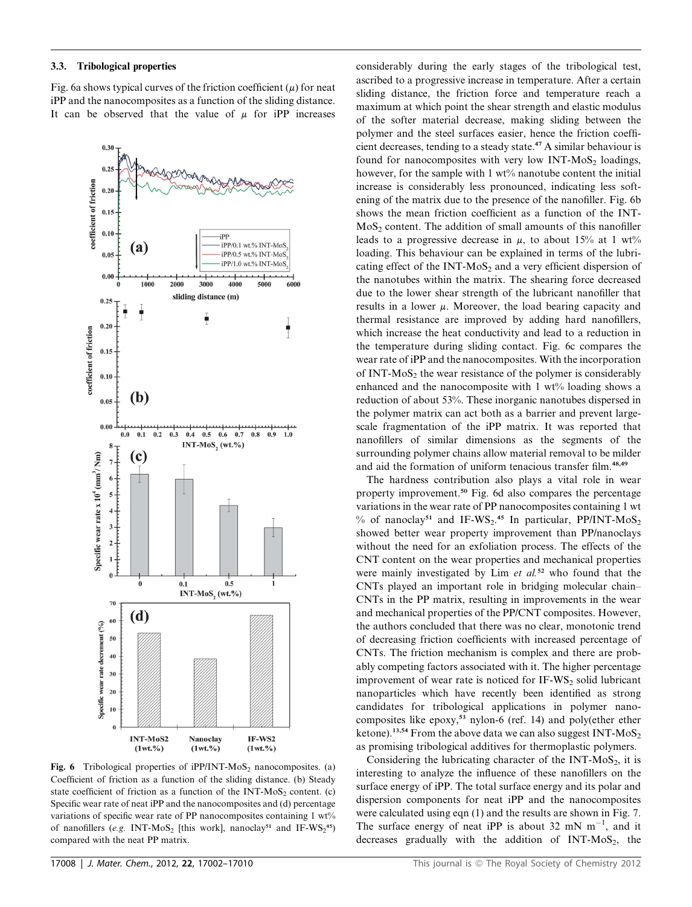### 3.3. Tribological properties

Fig. 6a shows typical curves of the friction coefficient ($\mu$) for neat iPP and the nanocomposites as a function of the sliding distance. It can be observed that the value of $\mu$ for iPP increases considerably during the early stages of the tribological test, ascribed to a progressive increase in temperature. After a certain sliding distance, the friction force and temperature reach a maximum at which point the shear strength and elastic modulus of the softer material decrease, making sliding between the polymer and the steel surfaces easier, hence the friction coefficient decreases, tending to a steady state.[47] A similar behaviour is found for nanocomposites with very low INT-$MoS_2$ loadings, however, for the sample with 1 wt% nanotube content the initial increase is considerably less pronounced, indicating less softening of the matrix due to the presence of the nanofiller. Fig. 6b shows the mean friction coefficient as a function of the INT-$MoS_2$ content. The addition of small amounts of this nanofiller leads to a progressive decrease in $\mu$, to about 15% at 1 wt% loading. This behaviour can be explained in terms of the lubricating effect of the INT-$MoS_2$ and a very efficient dispersion of the nanotubes within the matrix. The shearing force decreased due to the lower shear strength of the lubricant nanofiller that results in a lower $\mu$. Moreover, the load bearing capacity and thermal resistance are improved by adding hard nanofillers, which increase the heat conductivity and lead to a reduction in the temperature during sliding contact. Fig. 6c compares the wear rate of iPP and the nanocomposites. With the incorporation of INT-$MoS_2$ the wear resistance of the polymer is considerably enhanced and the nanocomposite with 1 wt% loading shows a reduction of about 53%. These inorganic nanotubes dispersed in the polymer matrix can act both as a barrier and prevent large-scale fragmentation of the iPP matrix. It was reported that nanofillers of similar dimensions as the segments of the surrounding polymer chains allow material removal to be milder and aid the formation of uniform tenacious transfer film.[48,49]

Fig. 6 Tribological properties of iPP/INT-$MoS_2$ nanocomposites. (a) Coefficient of friction as a function of the sliding distance. (b) Steady state coefficient of friction as a function of the INT-$MoS_2$ content. (c) Specific wear rate of neat iPP and the nanocomposites and (d) percentage variations of specific wear rate of PP nanocomposites containing 1 wt% of nanofillers (*e.g.* INT-$MoS_2$ [this work], nanoclay[51] and IF-$WS_2$[45]) compared with the neat PP matrix.

The hardness contribution also plays a vital role in wear property improvement.[50] Fig. 6d also compares the percentage variations in the wear rate of PP nanocomposites containing 1 wt % of nanoclay[51] and IF-$WS_2$.[45] In particular, PP/INT-$MoS_2$ showed better wear property improvement than PP/nanoclays without the need for an exfoliation process. The effects of the CNT content on the wear properties and mechanical properties were mainly investigated by Lim *et al.*[52] who found that the CNTs played an important role in bridging molecular chain–CNTs in the PP matrix, resulting in improvements in the wear and mechanical properties of the PP/CNT composites. However, the authors concluded that there was no clear, monotonic trend of decreasing friction coefficients with increased percentage of CNTs. The friction mechanism is complex and there are probably competing factors associated with it. The higher percentage improvement of wear rate is noticed for IF-$WS_2$ solid lubricant nanoparticles which have recently been identified as strong candidates for tribological applications in polymer nanocomposites like epoxy,[53] nylon-6 (ref. 14) and poly(ether ether ketone).[13,54] From the above data we can also suggest INT-$MoS_2$ as promising tribological additives for thermoplastic polymers.

Considering the lubricating character of the INT-$MoS_2$, it is interesting to analyze the influence of these nanofillers on the surface energy of iPP. The total surface energy and its polar and dispersion components for neat iPP and the nanocomposites were calculated using eqn (1) and the results are shown in Fig. 7. The surface energy of neat iPP is about 32 mN $m^{-1}$, and it decreases gradually with the addition of INT-$MoS_2$, the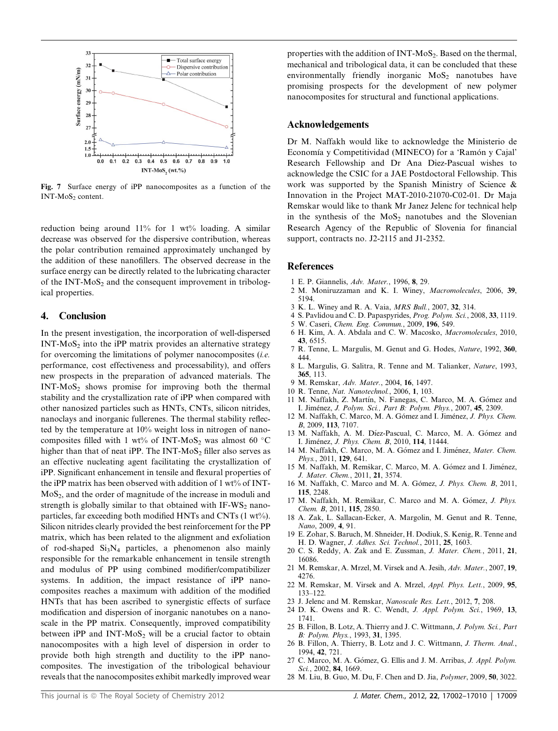Fig. 7 Surface energy of iPP nanocomposites as a function of the INT-$MoS_2$ content.

reduction being around 11% for 1 wt% loading. A similar decrease was observed for the dispersive contribution, whereas the polar contribution remained approximately unchanged by the addition of these nanofillers. The observed decrease in the surface energy can be directly related to the lubricating character of the INT-$MoS_2$ and the consequent improvement in tribological properties.

## 4. Conclusion

In the present investigation, the incorporation of well-dispersed INT-$MoS_2$ into the iPP matrix provides an alternative strategy for overcoming the limitations of polymer nanocomposites (*i.e.* performance, cost effectiveness and processability), and offers new prospects in the preparation of advanced materials. The INT-$MoS_2$ shows promise for improving both the thermal stability and the crystallization rate of iPP when compared with other nanosized particles such as HNTs, CNTs, silicon nitrides, nanoclays and inorganic fullerenes. The thermal stability reflected by the temperature at 10% weight loss in nitrogen of nanocomposites filled with 1 wt% of INT-$MoS_2$ was almost 60 °C higher than that of neat iPP. The INT-$MoS_2$ filler also serves as an effective nucleating agent facilitating the crystallization of iPP. Significant enhancement in tensile and flexural properties of the iPP matrix has been observed with addition of 1 wt% of INT-$MoS_2$, and the order of magnitude of the increase in moduli and strength is globally similar to that obtained with IF-$WS_2$ nanoparticles, far exceeding both modified HNTs and CNTs (1 wt%). Silicon nitrides clearly provided the best reinforcement for the PP matrix, which has been related to the alignment and exfoliation of rod-shaped $Si_3N_4$ particles, a phenomenon also mainly responsible for the remarkable enhancement in tensile strength and modulus of PP using combined modifier/compatibilizer systems. In addition, the impact resistance of iPP nanocomposites reaches a maximum with addition of the modified HNTs that has been ascribed to synergistic effects of surface modification and dispersion of inorganic nanotubes on a nanoscale in the PP matrix. Consequently, improved compatibility between iPP and INT-$MoS_2$ will be a crucial factor to obtain nanocomposites with a high level of dispersion in order to provide both high strength and ductility to the iPP nanocomposites. The investigation of the tribological behaviour reveals that the nanocomposites exhibit markedly improved wear properties with the addition of INT-$MoS_2$. Based on the thermal, mechanical and tribological data, it can be concluded that these environmentally friendly inorganic $MoS_2$ nanotubes have promising prospects for the development of new polymer nanocomposites for structural and functional applications.

## Acknowledgements

Dr M. Naffakh would like to acknowledge the Ministerio de Economía y Competitividad (MINECO) for a 'Ramón y Cajal' Research Fellowship and Dr Ana Diez-Pascual wishes to acknowledge the CSIC for a JAE Postdoctoral Fellowship. This work was supported by the Spanish Ministry of Science & Innovation in the Project MAT-2010-21070-C02-01. Dr Maja Remskar would like to thank Mr Janez Jelenc for technical help in the synthesis of the $MoS_2$ nanotubes and the Slovenian Research Agency of the Republic of Slovenia for financial support, contracts no. J2-2115 and J1-2352.

## References

1. E. P. Giannelis, *Adv. Mater.*, 1996, **8**, 29.
2. M. Moniruzzaman and K. I. Winey, *Macromolecules*, 2006, **39**, 5194.
3. K. L. Winey and R. A. Vaia, *MRS Bull.*, 2007, **32**, 314.
4. S. Pavlidou and C. D. Papaspyrides, *Prog. Polym. Sci.*, 2008, **33**, 1119.
5. W. Caseri, *Chem. Eng. Commun.*, 2009, **196**, 549.
6. H. Kim, A. A. Abdala and C. W. Macosko, *Macromolecules*, 2010, **43**, 6515.
7. R. Tenne, L. Margulis, M. Genut and G. Hodes, *Nature*, 1992, **360**, 444.
8. L. Margulis, G. Salitra, R. Tenne and M. Talianker, *Nature*, 1993, **365**, 113.
9. M. Remskar, *Adv. Mater.*, 2004, **16**, 1497.
10. R. Tenne, *Nat. Nanotechnol.*, 2006, **1**, 103.
11. M. Naffakh, Z. Martín, N. Fanegas, C. Marco, M. A. Gómez and I. Jiménez, *J. Polym. Sci., Part B: Polym. Phys.*, 2007, **45**, 2309.
12. M. Naffakh, C. Marco, M. A. Gómez and I. Jiménez, *J. Phys. Chem. B*, 2009, **113**, 7107.
13. M. Naffakh, A. M. Díez-Pascual, C. Marco, M. A. Gómez and I. Jiménez, *J. Phys. Chem. B*, 2010, **114**, 11444.
14. M. Naffakh, C. Marco, M. A. Gómez and I. Jiménez, *Mater. Chem. Phys.*, 2011, **129**, 641.
15. M. Naffakh, M. Remškar, C. Marco, M. A. Gómez and I. Jiménez, *J. Mater. Chem.*, 2011, **21**, 3574.
16. M. Naffakh, C. Marco and M. A. Gómez, *J. Phys. Chem. B*, 2011, **115**, 2248.
17. M. Naffakh, M. Remškar, C. Marco and M. A. Gómez, *J. Phys. Chem. B*, 2011, **115**, 2850.
18. A. Zak, L. Sallacan-Ecker, A. Margolin, M. Genut and R. Tenne, *Nano*, 2009, **4**, 91.
19. E. Zohar, S. Baruch, M. Shneider, H. Dodiuk, S. Kenig, R. Tenne and H. D. Wagner, *J. Adhes. Sci. Technol.*, 2011, **25**, 1603.
20. C. S. Reddy, A. Zak and E. Zussman, *J. Mater. Chem.*, 2011, **21**, 16086.
21. M. Remskar, A. Mrzel, M. Virsek and A. Jesih, *Adv. Mater.*, 2007, **19**, 4276.
22. M. Remskar, M. Virsek and A. Mrzel, *Appl. Phys. Lett.*, 2009, **95**, 133–122.
23. J. Jelenc and M. Remskar, *Nanoscale Res. Lett.*, 2012, **7**, 208.
24. D. K. Owens and R. C. Wendt, *J. Appl. Polym. Sci.*, 1969, **13**, 1741.
25. B. Fillon, B. Lotz, A. Thierry and J. C. Wittmann, *J. Polym. Sci., Part B: Polym. Phys.*, 1993, **31**, 1395.
26. B. Fillon, A. Thierry, B. Lotz and J. C. Wittmann, *J. Therm. Anal.*, 1994, **42**, 721.
27. C. Marco, M. A. Gómez, G. Ellis and J. M. Arribas, *J. Appl. Polym. Sci.*, 2002, **84**, 1669.
28. M. Liu, B. Guo, M. Du, F. Chen and D. Jia, *Polymer*, 2009, **50**, 3022.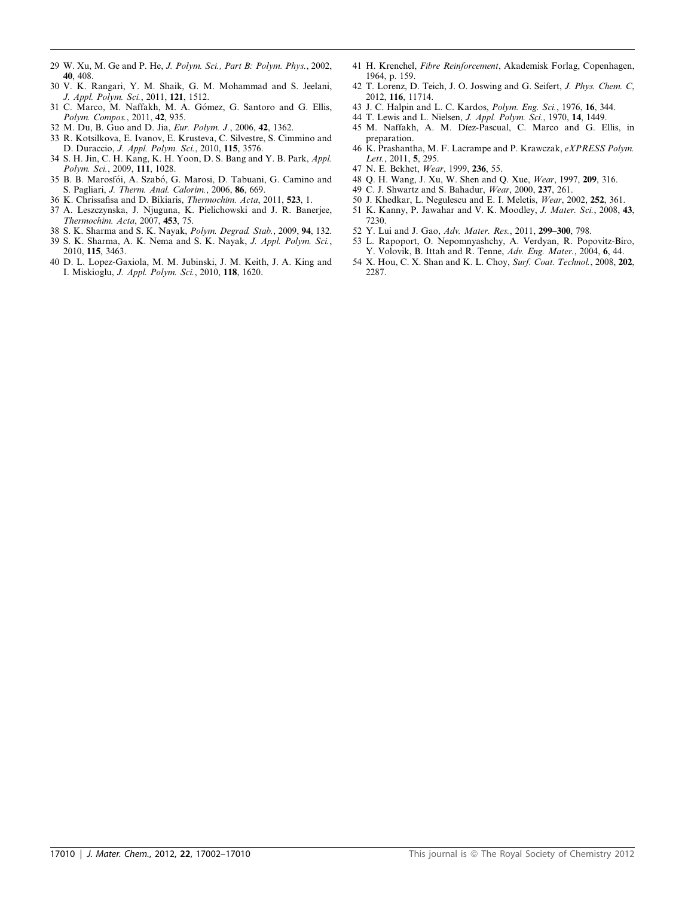29 W. Xu, M. Ge and P. He, *J. Polym. Sci., Part B: Polym. Phys.*, 2002, **40**, 408.

30 V. K. Rangari, Y. M. Shaik, G. M. Mohammad and S. Jeelani, *J. Appl. Polym. Sci.*, 2011, **121**, 1512.

31 C. Marco, M. Naffakh, M. A. Gómez, G. Santoro and G. Ellis, *Polym. Compos.*, 2011, **42**, 935.

32 M. Du, B. Guo and D. Jia, *Eur. Polym. J.*, 2006, **42**, 1362.

33 R. Kotsilkova, E. Ivanov, E. Krusteva, C. Silvestre, S. Cimmino and D. Duraccio, *J. Appl. Polym. Sci.*, 2010, **115**, 3576.

34 S. H. Jin, C. H. Kang, K. H. Yoon, D. S. Bang and Y. B. Park, *Appl. Polym. Sci.*, 2009, **111**, 1028.

35 B. B. Marosfői, A. Szabó, G. Marosi, D. Tabuani, G. Camino and S. Pagliari, *J. Therm. Anal. Calorim.*, 2006, **86**, 669.

36 K. Chrissafisa and D. Bikiaris, *Thermochim. Acta*, 2011, **523**, 1.

37 A. Leszczynska, J. Njuguna, K. Pielichowski and J. R. Banerjee, *Thermochim. Acta*, 2007, **453**, 75.

38 S. K. Sharma and S. K. Nayak, *Polym. Degrad. Stab.*, 2009, **94**, 132.

39 S. K. Sharma, A. K. Nema and S. K. Nayak, *J. Appl. Polym. Sci.*, 2010, **115**, 3463.

40 D. L. Lopez-Gaxiola, M. M. Jubinski, J. M. Keith, J. A. King and I. Miskioglu, *J. Appl. Polym. Sci.*, 2010, **118**, 1620.

41 H. Krenchel, *Fibre Reinforcement*, Akademisk Forlag, Copenhagen, 1964, p. 159.

42 T. Lorenz, D. Teich, J. O. Joswing and G. Seifert, *J. Phys. Chem. C*, 2012, **116**, 11714.

43 J. C. Halpin and L. C. Kardos, *Polym. Eng. Sci.*, 1976, **16**, 344.

44 T. Lewis and L. Nielsen, *J. Appl. Polym. Sci.*, 1970, **14**, 1449.

45 M. Naffakh, A. M. Díez-Pascual, C. Marco and G. Ellis, in preparation.

46 K. Prashantha, M. F. Lacrampe and P. Krawczak, *eXPRESS Polym. Lett.*, 2011, **5**, 295.

47 N. E. Bekhet, *Wear*, 1999, **236**, 55.

48 Q. H. Wang, J. Xu, W. Shen and Q. Xue, *Wear*, 1997, **209**, 316.

49 C. J. Shwartz and S. Bahadur, *Wear*, 2000, **237**, 261.

50 J. Khedkar, L. Negulescu and E. I. Meletis, *Wear*, 2002, **252**, 361.

51 K. Kanny, P. Jawahar and V. K. Moodley, *J. Mater. Sci.*, 2008, **43**, 7230.

52 Y. Lui and J. Gao, *Adv. Mater. Res.*, 2011, **299–300**, 798.

53 L. Rapoport, O. Nepomnyashchy, A. Verdyan, R. Popovitz-Biro, Y. Volovik, B. Ittah and R. Tenne, *Adv. Eng. Mater.*, 2004, **6**, 44.

54 X. Hou, C. X. Shan and K. L. Choy, *Surf. Coat. Technol.*, 2008, **202**, 2287.